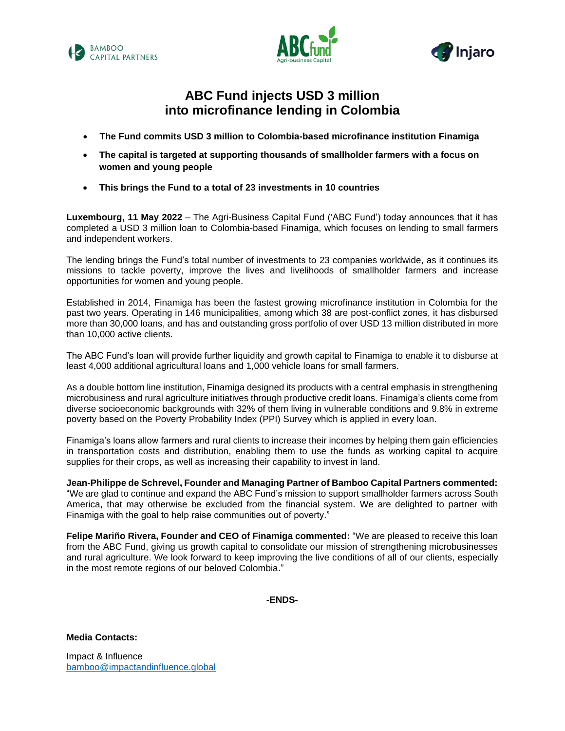# ABC Fund injects USD 3 million into microfinance lending in Colombia

- **The Fund commits USD 3 million to Colombia-based microfinance institution Finamiga**
- **The capital is targeted at supporting thousands of smallholder farmers with a focus on women and young people**
- **This brings the Fund to a total of 23 investments in 10 countries**

**Luxembourg, 11 May 2022** – The Agri-Business Capital Fund ('ABC Fund') today announces that it has completed a USD 3 million loan to Colombia-based Finamiga, which focuses on lending to small farmers and independent workers.

The lending brings the Fund's total number of investments to 23 companies worldwide, as it continues its missions to tackle poverty, improve the lives and livelihoods of smallholder farmers and increase opportunities for women and young people.

Established in 2014, Finamiga has been the fastest growing microfinance institution in Colombia for the past two years. Operating in 146 municipalities, among which 38 are post-conflict zones, it has disbursed more than 30,000 loans, and has and outstanding gross portfolio of over USD 13 million distributed in more than 10,000 active clients.

The ABC Fund's loan will provide further liquidity and growth capital to Finamiga to enable it to disburse at least 4,000 additional agricultural loans and 1,000 vehicle loans for small farmers.

As a double bottom line institution, Finamiga designed its products with a central emphasis in strengthening microbusiness and rural agriculture initiatives through productive credit loans. Finamiga's clients come from diverse socioeconomic backgrounds with 32% of them living in vulnerable conditions and 9.8% in extreme poverty based on the Poverty Probability Index (PPI) Survey which is applied in every loan.

Finamiga's loans allow farmers and rural clients to increase their incomes by helping them gain efficiencies in transportation costs and distribution, enabling them to use the funds as working capital to acquire supplies for their crops, as well as increasing their capability to invest in land.

**Jean-Philippe de Schrevel, Founder and Managing Partner of Bamboo Capital Partners commented:** "We are glad to continue and expand the ABC Fund's mission to support smallholder farmers across South America, that may otherwise be excluded from the financial system. We are delighted to partner with Finamiga with the goal to help raise communities out of poverty."

**Felipe Mariño Rivera, Founder and CEO of Finamiga commented:** "We are pleased to receive this loan from the ABC Fund, giving us growth capital to consolidate our mission of strengthening microbusinesses and rural agriculture. We look forward to keep improving the live conditions of all of our clients, especially in the most remote regions of our beloved Colombia."

**-ENDS-**

**Media Contacts:**

Impact & Influence
bamboo@impactandinfluence.global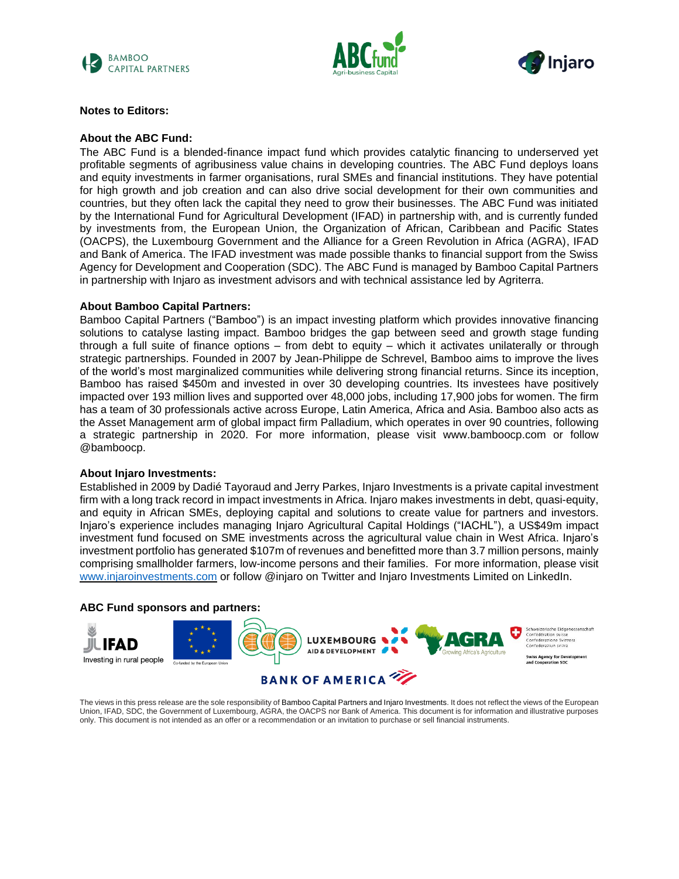**Notes to Editors:**

**About the ABC Fund:**

The ABC Fund is a blended-finance impact fund which provides catalytic financing to underserved yet profitable segments of agribusiness value chains in developing countries. The ABC Fund deploys loans and equity investments in farmer organisations, rural SMEs and financial institutions. They have potential for high growth and job creation and can also drive social development for their own communities and countries, but they often lack the capital they need to grow their businesses. The ABC Fund was initiated by the International Fund for Agricultural Development (IFAD) in partnership with, and is currently funded by investments from, the European Union, the Organization of African, Caribbean and Pacific States (OACPS), the Luxembourg Government and the Alliance for a Green Revolution in Africa (AGRA), IFAD and Bank of America. The IFAD investment was made possible thanks to financial support from the Swiss Agency for Development and Cooperation (SDC). The ABC Fund is managed by Bamboo Capital Partners in partnership with Injaro as investment advisors and with technical assistance led by Agriterra.

**About Bamboo Capital Partners:**

Bamboo Capital Partners ("Bamboo") is an impact investing platform which provides innovative financing solutions to catalyse lasting impact. Bamboo bridges the gap between seed and growth stage funding through a full suite of finance options – from debt to equity – which it activates unilaterally or through strategic partnerships. Founded in 2007 by Jean-Philippe de Schrevel, Bamboo aims to improve the lives of the world's most marginalized communities while delivering strong financial returns. Since its inception, Bamboo has raised $450m and invested in over 30 developing countries. Its investees have positively impacted over 193 million lives and supported over 48,000 jobs, including 17,900 jobs for women. The firm has a team of 30 professionals active across Europe, Latin America, Africa and Asia. Bamboo also acts as the Asset Management arm of global impact firm Palladium, which operates in over 90 countries, following a strategic partnership in 2020. For more information, please visit www.bamboocp.com or follow @bamboocp.

**About Injaro Investments:**

Established in 2009 by Dadié Tayoraud and Jerry Parkes, Injaro Investments is a private capital investment firm with a long track record in impact investments in Africa. Injaro makes investments in debt, quasi-equity, and equity in African SMEs, deploying capital and solutions to create value for partners and investors. Injaro's experience includes managing Injaro Agricultural Capital Holdings ("IACHL"), a US$49m impact investment fund focused on SME investments across the agricultural value chain in West Africa. Injaro's investment portfolio has generated $107m of revenues and benefitted more than 3.7 million persons, mainly comprising smallholder farmers, low-income persons and their families. For more information, please visit www.injaroinvestments.com or follow @injaro on Twitter and Injaro Investments Limited on LinkedIn.

**ABC Fund sponsors and partners:**

The views in this press release are the sole responsibility of Bamboo Capital Partners and Injaro Investments. It does not reflect the views of the European Union, IFAD, SDC, the Government of Luxembourg, AGRA, the OACPS nor Bank of America. This document is for information and illustrative purposes only. This document is not intended as an offer or a recommendation or an invitation to purchase or sell financial instruments.